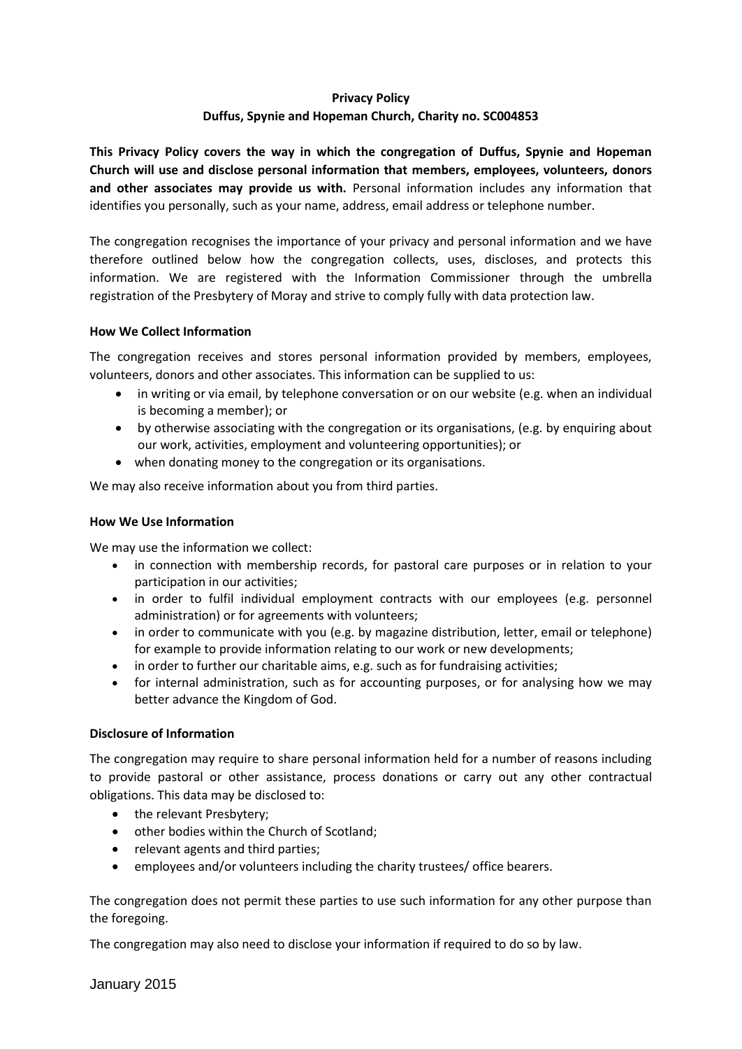**Privacy Policy**
**Duffus, Spynie and Hopeman Church, Charity no. SC004853**

**This Privacy Policy covers the way in which the congregation of Duffus, Spynie and Hopeman Church will use and disclose personal information that members, employees, volunteers, donors and other associates may provide us with.** Personal information includes any information that identifies you personally, such as your name, address, email address or telephone number.

The congregation recognises the importance of your privacy and personal information and we have therefore outlined below how the congregation collects, uses, discloses, and protects this information. We are registered with the Information Commissioner through the umbrella registration of the Presbytery of Moray and strive to comply fully with data protection law.

**How We Collect Information**

The congregation receives and stores personal information provided by members, employees, volunteers, donors and other associates. This information can be supplied to us:

- in writing or via email, by telephone conversation or on our website (e.g. when an individual is becoming a member); or
- by otherwise associating with the congregation or its organisations, (e.g. by enquiring about our work, activities, employment and volunteering opportunities); or
- when donating money to the congregation or its organisations.

We may also receive information about you from third parties.

**How We Use Information**

We may use the information we collect:

- in connection with membership records, for pastoral care purposes or in relation to your participation in our activities;
- in order to fulfil individual employment contracts with our employees (e.g. personnel administration) or for agreements with volunteers;
- in order to communicate with you (e.g. by magazine distribution, letter, email or telephone) for example to provide information relating to our work or new developments;
- in order to further our charitable aims, e.g. such as for fundraising activities;
- for internal administration, such as for accounting purposes, or for analysing how we may better advance the Kingdom of God.

**Disclosure of Information**

The congregation may require to share personal information held for a number of reasons including to provide pastoral or other assistance, process donations or carry out any other contractual obligations. This data may be disclosed to:

- the relevant Presbytery;
- other bodies within the Church of Scotland;
- relevant agents and third parties;
- employees and/or volunteers including the charity trustees/ office bearers.

The congregation does not permit these parties to use such information for any other purpose than the foregoing.

The congregation may also need to disclose your information if required to do so by law.

January 2015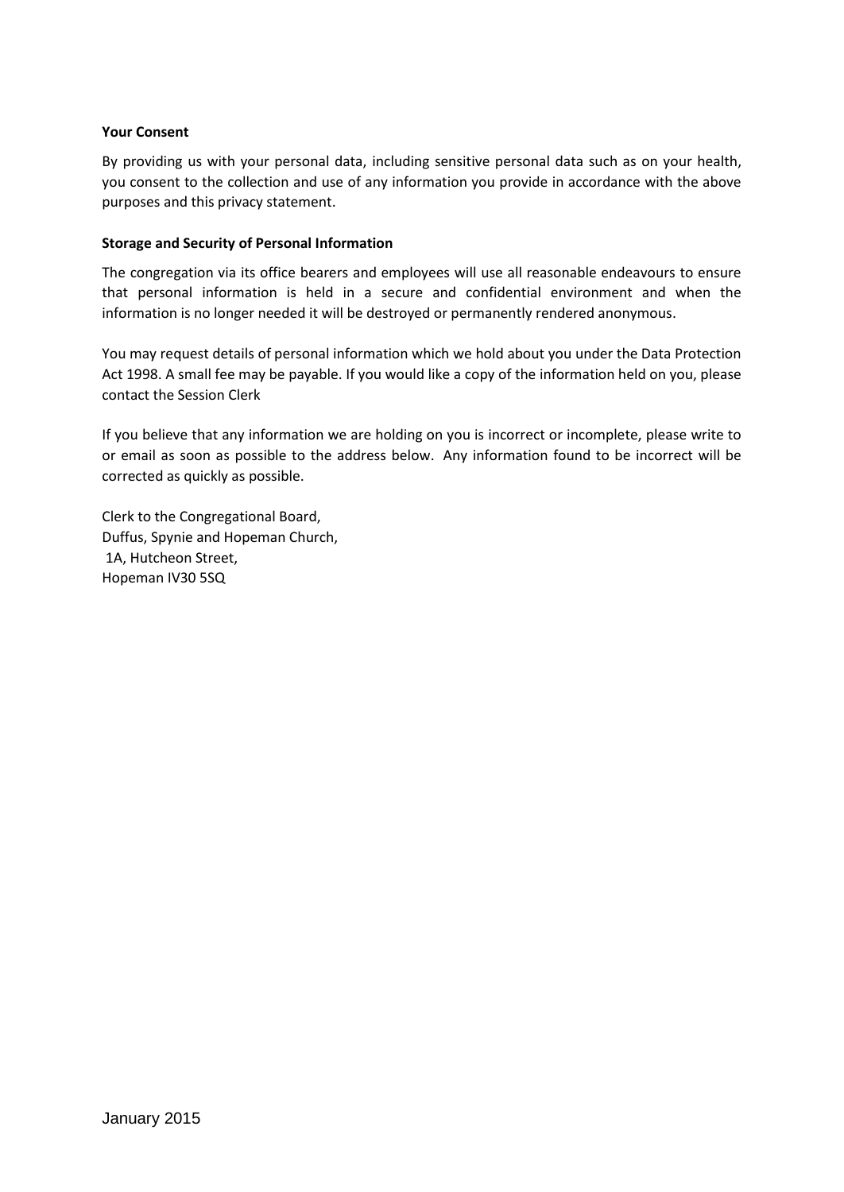**Your Consent**

By providing us with your personal data, including sensitive personal data such as on your health, you consent to the collection and use of any information you provide in accordance with the above purposes and this privacy statement.

**Storage and Security of Personal Information**

The congregation via its office bearers and employees will use all reasonable endeavours to ensure that personal information is held in a secure and confidential environment and when the information is no longer needed it will be destroyed or permanently rendered anonymous.

You may request details of personal information which we hold about you under the Data Protection Act 1998. A small fee may be payable. If you would like a copy of the information held on you, please contact the Session Clerk

If you believe that any information we are holding on you is incorrect or incomplete, please write to or email as soon as possible to the address below. Any information found to be incorrect will be corrected as quickly as possible.

Clerk to the Congregational Board,
Duffus, Spynie and Hopeman Church,
1A, Hutcheon Street,
Hopeman IV30 5SQ

January 2015